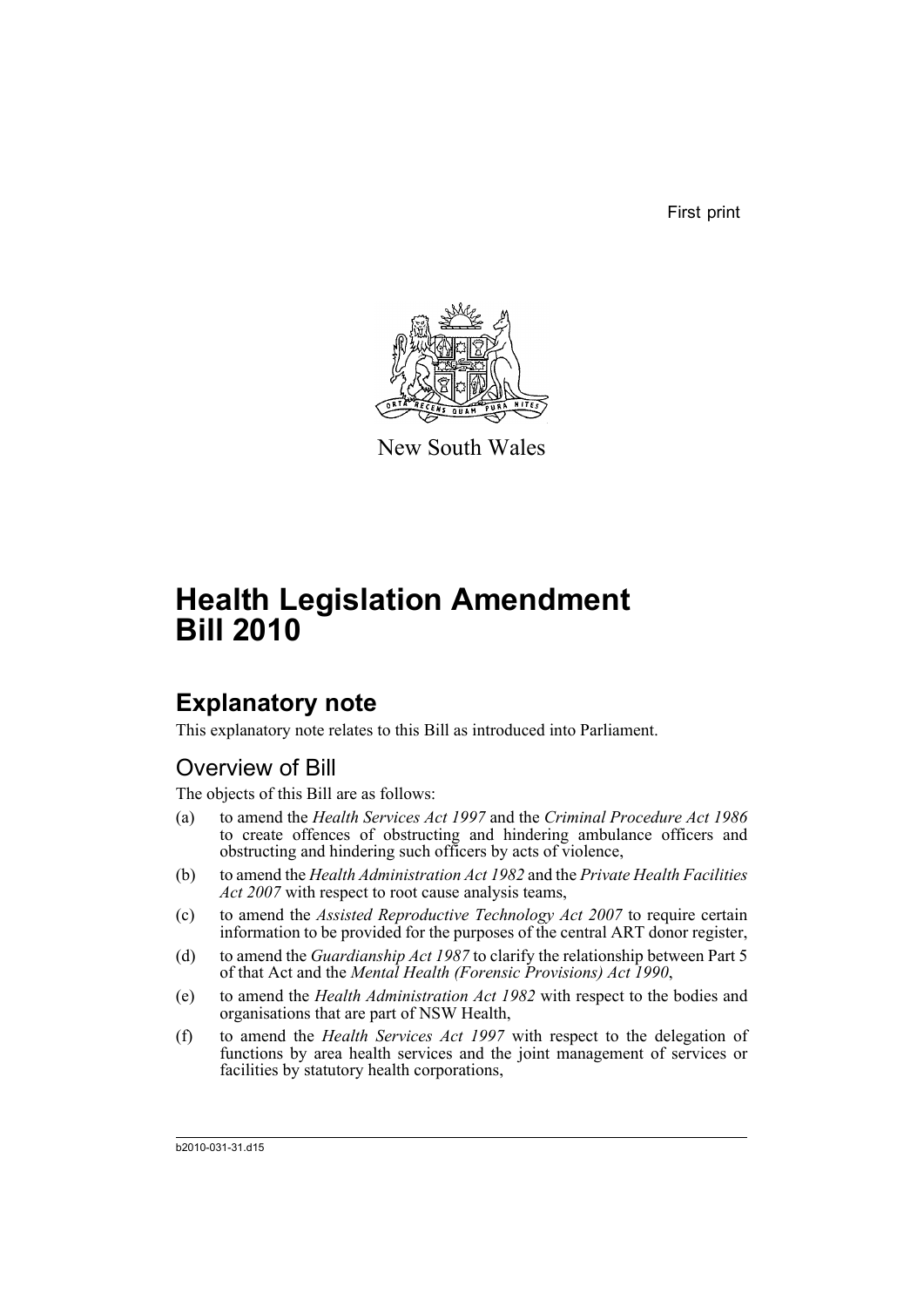First print

New South Wales

# Health Legislation Amendment Bill 2010

## Explanatory note

This explanatory note relates to this Bill as introduced into Parliament.

### Overview of Bill

The objects of this Bill are as follows:

(a) to amend the *Health Services Act 1997* and the *Criminal Procedure Act 1986* to create offences of obstructing and hindering ambulance officers and obstructing and hindering such officers by acts of violence,

(b) to amend the *Health Administration Act 1982* and the *Private Health Facilities Act 2007* with respect to root cause analysis teams,

(c) to amend the *Assisted Reproductive Technology Act 2007* to require certain information to be provided for the purposes of the central ART donor register,

(d) to amend the *Guardianship Act 1987* to clarify the relationship between Part 5 of that Act and the *Mental Health (Forensic Provisions) Act 1990*,

(e) to amend the *Health Administration Act 1982* with respect to the bodies and organisations that are part of NSW Health,

(f) to amend the *Health Services Act 1997* with respect to the delegation of functions by area health services and the joint management of services or facilities by statutory health corporations,

b2010-031-31.d15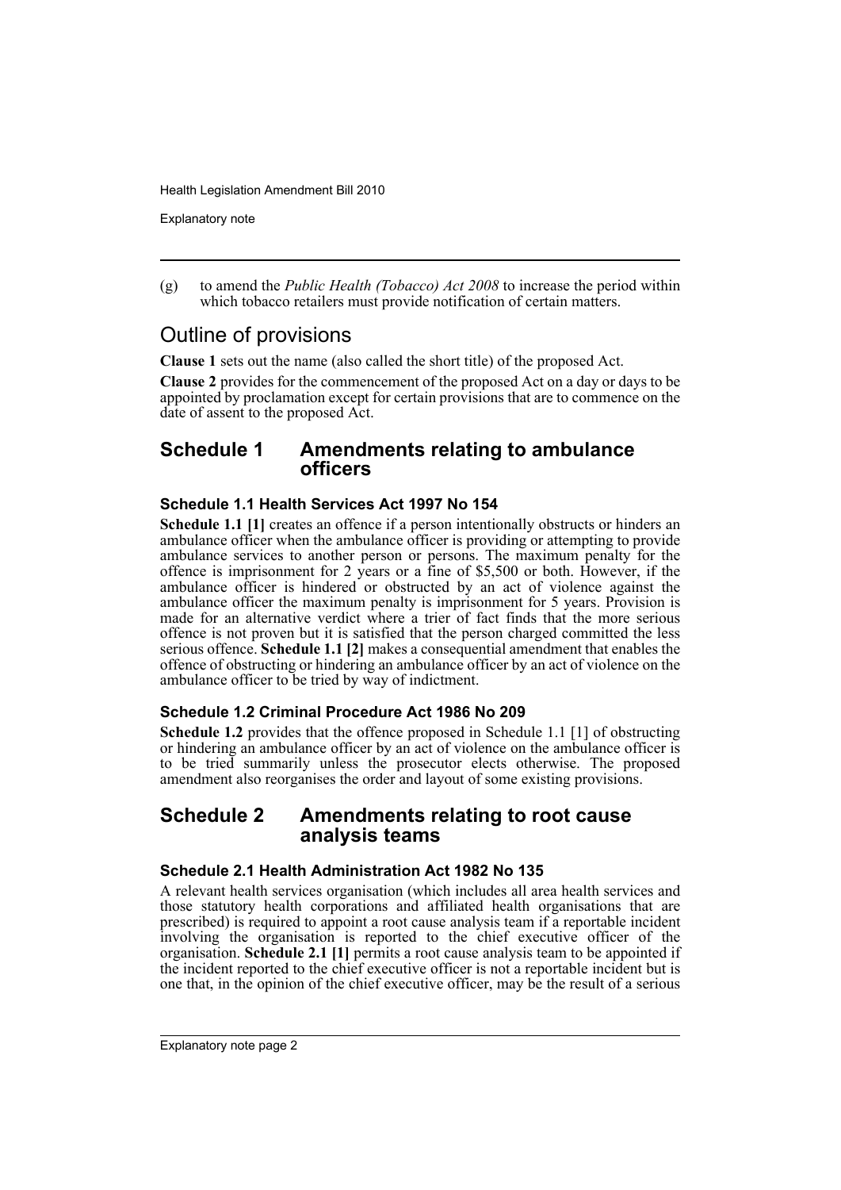(g) to amend the *Public Health (Tobacco) Act 2008* to increase the period within which tobacco retailers must provide notification of certain matters.

## Outline of provisions

**Clause 1** sets out the name (also called the short title) of the proposed Act.

**Clause 2** provides for the commencement of the proposed Act on a day or days to be appointed by proclamation except for certain provisions that are to commence on the date of assent to the proposed Act.

## Schedule 1 Amendments relating to ambulance officers

### Schedule 1.1 Health Services Act 1997 No 154

**Schedule 1.1 [1]** creates an offence if a person intentionally obstructs or hinders an ambulance officer when the ambulance officer is providing or attempting to provide ambulance services to another person or persons. The maximum penalty for the offence is imprisonment for 2 years or a fine of $5,500 or both. However, if the ambulance officer is hindered or obstructed by an act of violence against the ambulance officer the maximum penalty is imprisonment for 5 years. Provision is made for an alternative verdict where a trier of fact finds that the more serious offence is not proven but it is satisfied that the person charged committed the less serious offence. **Schedule 1.1 [2]** makes a consequential amendment that enables the offence of obstructing or hindering an ambulance officer by an act of violence on the ambulance officer to be tried by way of indictment.

### Schedule 1.2 Criminal Procedure Act 1986 No 209

**Schedule 1.2** provides that the offence proposed in Schedule 1.1 [1] of obstructing or hindering an ambulance officer by an act of violence on the ambulance officer is to be tried summarily unless the prosecutor elects otherwise. The proposed amendment also reorganises the order and layout of some existing provisions.

## Schedule 2 Amendments relating to root cause analysis teams

### Schedule 2.1 Health Administration Act 1982 No 135

A relevant health services organisation (which includes all area health services and those statutory health corporations and affiliated health organisations that are prescribed) is required to appoint a root cause analysis team if a reportable incident involving the organisation is reported to the chief executive officer of the organisation. **Schedule 2.1 [1]** permits a root cause analysis team to be appointed if the incident reported to the chief executive officer is not a reportable incident but is one that, in the opinion of the chief executive officer, may be the result of a serious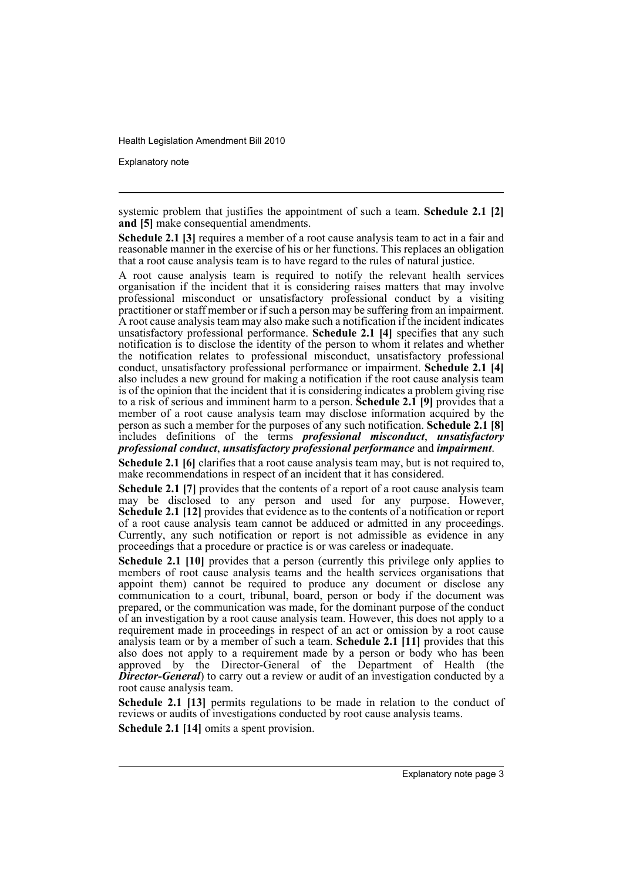systemic problem that justifies the appointment of such a team. **Schedule 2.1 [2] and [5]** make consequential amendments.

**Schedule 2.1 [3]** requires a member of a root cause analysis team to act in a fair and reasonable manner in the exercise of his or her functions. This replaces an obligation that a root cause analysis team is to have regard to the rules of natural justice.

A root cause analysis team is required to notify the relevant health services organisation if the incident that it is considering raises matters that may involve professional misconduct or unsatisfactory professional conduct by a visiting practitioner or staff member or if such a person may be suffering from an impairment. A root cause analysis team may also make such a notification if the incident indicates unsatisfactory professional performance. **Schedule 2.1 [4]** specifies that any such notification is to disclose the identity of the person to whom it relates and whether the notification relates to professional misconduct, unsatisfactory professional conduct, unsatisfactory professional performance or impairment. **Schedule 2.1 [4]** also includes a new ground for making a notification if the root cause analysis team is of the opinion that the incident that it is considering indicates a problem giving rise to a risk of serious and imminent harm to a person. **Schedule 2.1 [9]** provides that a member of a root cause analysis team may disclose information acquired by the person as such a member for the purposes of any such notification. **Schedule 2.1 [8]** includes definitions of the terms ***professional misconduct***, ***unsatisfactory professional conduct***, ***unsatisfactory professional performance*** and ***impairment***.

**Schedule 2.1 [6]** clarifies that a root cause analysis team may, but is not required to, make recommendations in respect of an incident that it has considered.

**Schedule 2.1 [7]** provides that the contents of a report of a root cause analysis team may be disclosed to any person and used for any purpose. However, **Schedule 2.1 [12]** provides that evidence as to the contents of a notification or report of a root cause analysis team cannot be adduced or admitted in any proceedings. Currently, any such notification or report is not admissible as evidence in any proceedings that a procedure or practice is or was careless or inadequate.

**Schedule 2.1 [10]** provides that a person (currently this privilege only applies to members of root cause analysis teams and the health services organisations that appoint them) cannot be required to produce any document or disclose any communication to a court, tribunal, board, person or body if the document was prepared, or the communication was made, for the dominant purpose of the conduct of an investigation by a root cause analysis team. However, this does not apply to a requirement made in proceedings in respect of an act or omission by a root cause analysis team or by a member of such a team. **Schedule 2.1 [11]** provides that this also does not apply to a requirement made by a person or body who has been approved by the Director-General of the Department of Health (the ***Director-General***) to carry out a review or audit of an investigation conducted by a root cause analysis team.

**Schedule 2.1 [13]** permits regulations to be made in relation to the conduct of reviews or audits of investigations conducted by root cause analysis teams.

**Schedule 2.1 [14]** omits a spent provision.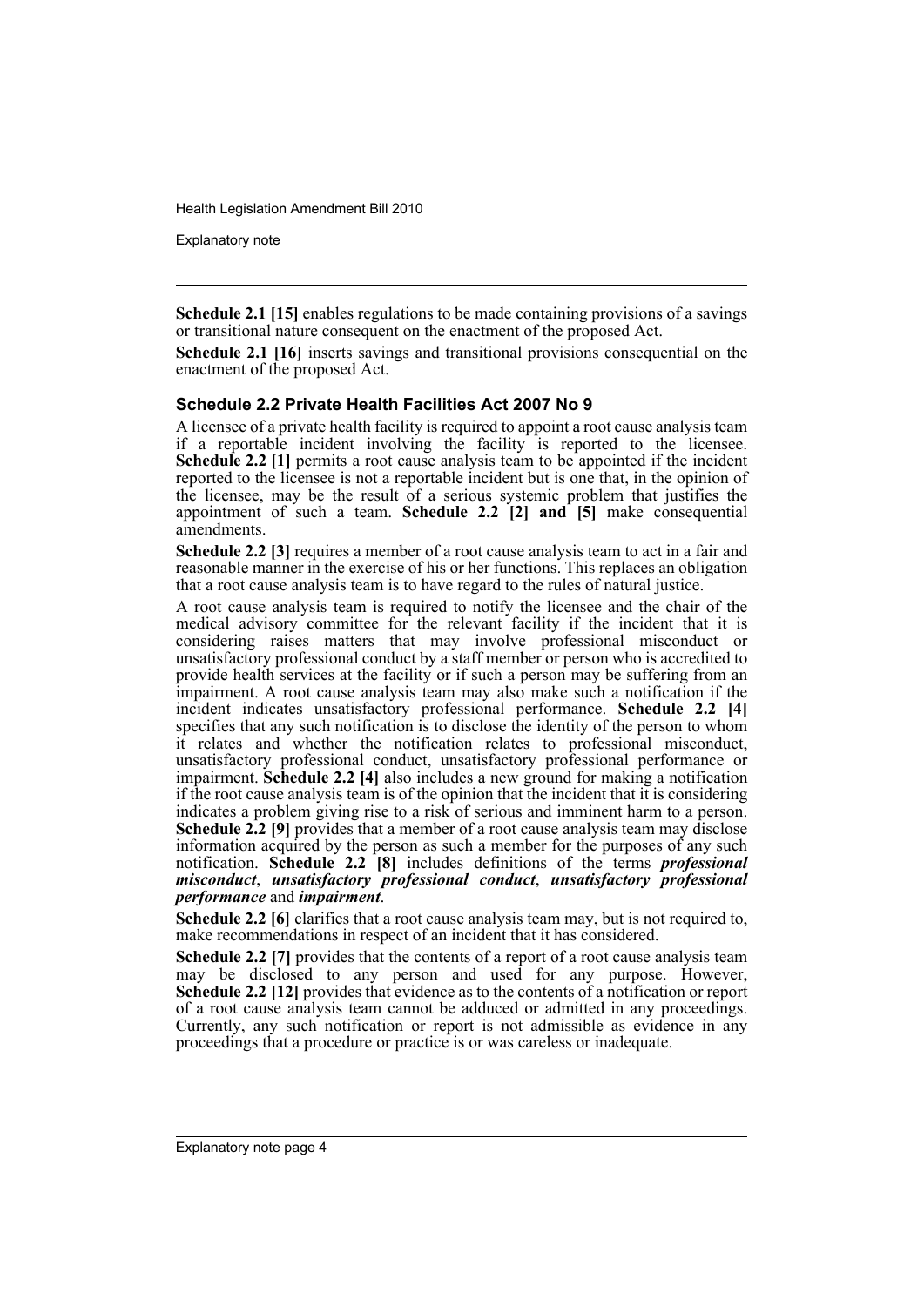**Schedule 2.1 [15]** enables regulations to be made containing provisions of a savings or transitional nature consequent on the enactment of the proposed Act.

**Schedule 2.1 [16]** inserts savings and transitional provisions consequential on the enactment of the proposed Act.

### Schedule 2.2 Private Health Facilities Act 2007 No 9

A licensee of a private health facility is required to appoint a root cause analysis team if a reportable incident involving the facility is reported to the licensee. **Schedule 2.2 [1]** permits a root cause analysis team to be appointed if the incident reported to the licensee is not a reportable incident but is one that, in the opinion of the licensee, may be the result of a serious systemic problem that justifies the appointment of such a team. **Schedule 2.2 [2] and [5]** make consequential amendments.

**Schedule 2.2 [3]** requires a member of a root cause analysis team to act in a fair and reasonable manner in the exercise of his or her functions. This replaces an obligation that a root cause analysis team is to have regard to the rules of natural justice.

A root cause analysis team is required to notify the licensee and the chair of the medical advisory committee for the relevant facility if the incident that it is considering raises matters that may involve professional misconduct or unsatisfactory professional conduct by a staff member or person who is accredited to provide health services at the facility or if such a person may be suffering from an impairment. A root cause analysis team may also make such a notification if the incident indicates unsatisfactory professional performance. **Schedule 2.2 [4]** specifies that any such notification is to disclose the identity of the person to whom it relates and whether the notification relates to professional misconduct, unsatisfactory professional conduct, unsatisfactory professional performance or impairment. **Schedule 2.2 [4]** also includes a new ground for making a notification if the root cause analysis team is of the opinion that the incident that it is considering indicates a problem giving rise to a risk of serious and imminent harm to a person. **Schedule 2.2 [9]** provides that a member of a root cause analysis team may disclose information acquired by the person as such a member for the purposes of any such notification. **Schedule 2.2 [8]** includes definitions of the terms ***professional misconduct***, ***unsatisfactory professional conduct***, ***unsatisfactory professional performance*** and ***impairment***.

**Schedule 2.2 [6]** clarifies that a root cause analysis team may, but is not required to, make recommendations in respect of an incident that it has considered.

**Schedule 2.2 [7]** provides that the contents of a report of a root cause analysis team may be disclosed to any person and used for any purpose. However, **Schedule 2.2 [12]** provides that evidence as to the contents of a notification or report of a root cause analysis team cannot be adduced or admitted in any proceedings. Currently, any such notification or report is not admissible as evidence in any proceedings that a procedure or practice is or was careless or inadequate.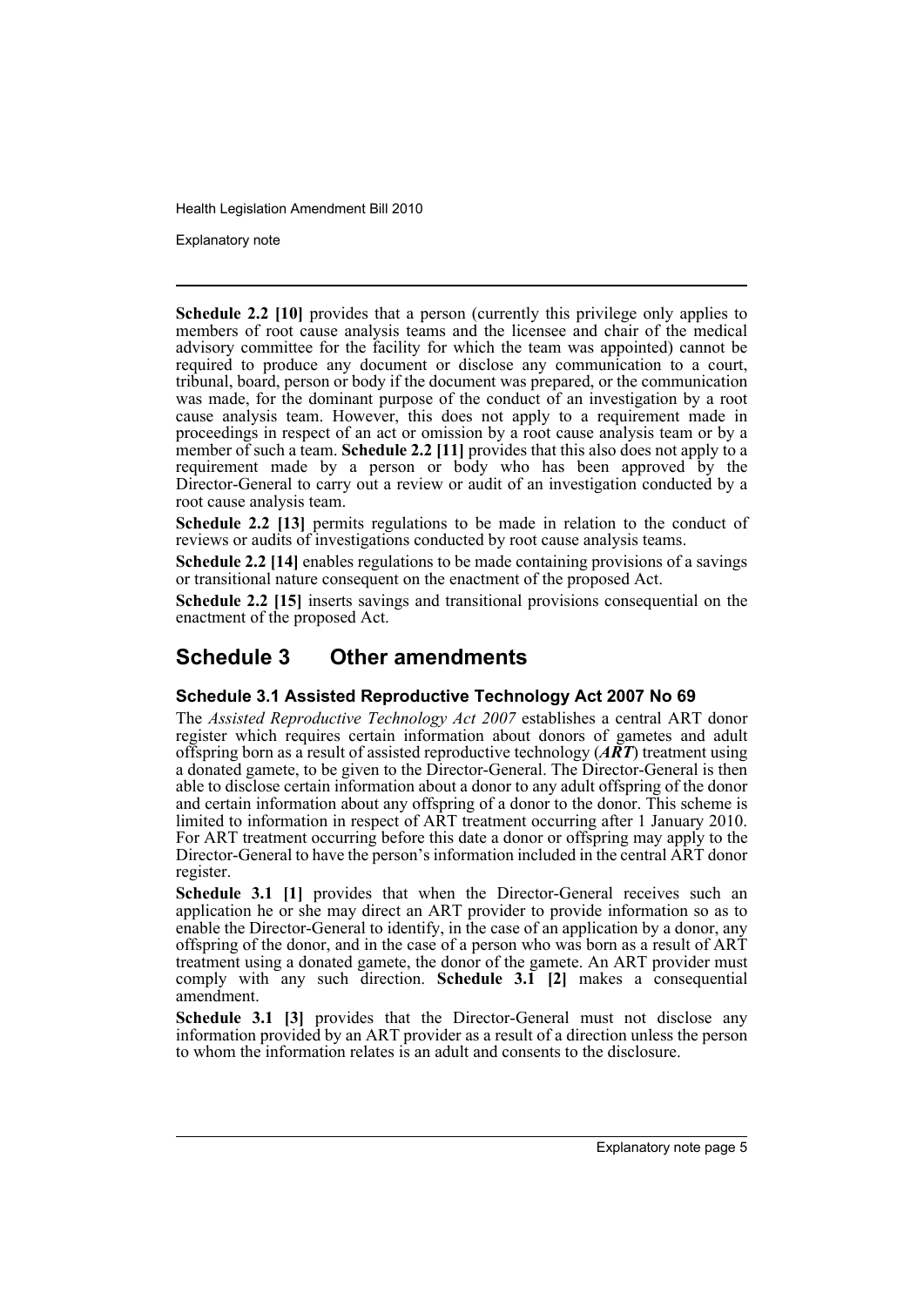**Schedule 2.2 [10]** provides that a person (currently this privilege only applies to members of root cause analysis teams and the licensee and chair of the medical advisory committee for the facility for which the team was appointed) cannot be required to produce any document or disclose any communication to a court, tribunal, board, person or body if the document was prepared, or the communication was made, for the dominant purpose of the conduct of an investigation by a root cause analysis team. However, this does not apply to a requirement made in proceedings in respect of an act or omission by a root cause analysis team or by a member of such a team. **Schedule 2.2 [11]** provides that this also does not apply to a requirement made by a person or body who has been approved by the Director-General to carry out a review or audit of an investigation conducted by a root cause analysis team.

**Schedule 2.2 [13]** permits regulations to be made in relation to the conduct of reviews or audits of investigations conducted by root cause analysis teams.

**Schedule 2.2 [14]** enables regulations to be made containing provisions of a savings or transitional nature consequent on the enactment of the proposed Act.

**Schedule 2.2 [15]** inserts savings and transitional provisions consequential on the enactment of the proposed Act.

## Schedule 3 Other amendments

### Schedule 3.1 Assisted Reproductive Technology Act 2007 No 69

The *Assisted Reproductive Technology Act 2007* establishes a central ART donor register which requires certain information about donors of gametes and adult offspring born as a result of assisted reproductive technology (***ART***) treatment using a donated gamete, to be given to the Director-General. The Director-General is then able to disclose certain information about a donor to any adult offspring of the donor and certain information about any offspring of a donor to the donor. This scheme is limited to information in respect of ART treatment occurring after 1 January 2010. For ART treatment occurring before this date a donor or offspring may apply to the Director-General to have the person's information included in the central ART donor register.

**Schedule 3.1 [1]** provides that when the Director-General receives such an application he or she may direct an ART provider to provide information so as to enable the Director-General to identify, in the case of an application by a donor, any offspring of the donor, and in the case of a person who was born as a result of ART treatment using a donated gamete, the donor of the gamete. An ART provider must comply with any such direction. **Schedule 3.1 [2]** makes a consequential amendment.

**Schedule 3.1 [3]** provides that the Director-General must not disclose any information provided by an ART provider as a result of a direction unless the person to whom the information relates is an adult and consents to the disclosure.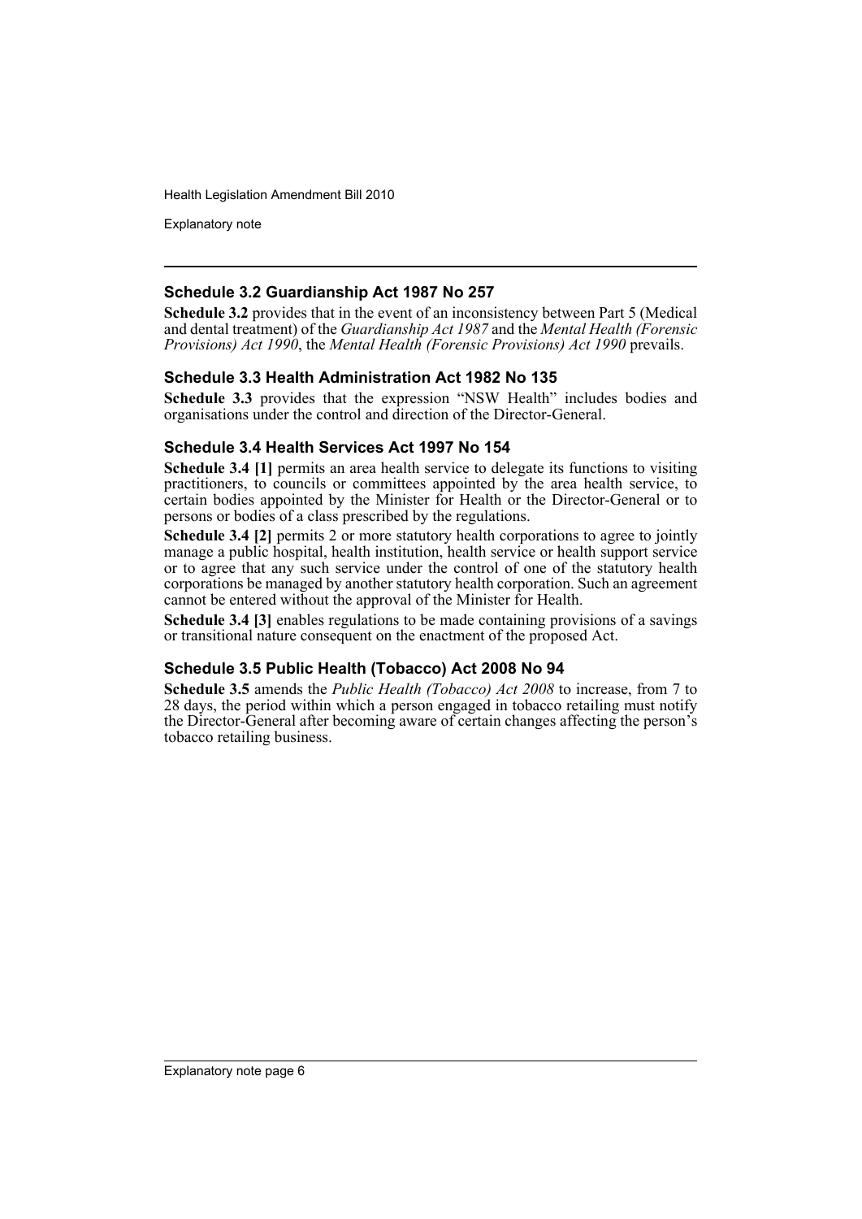### Schedule 3.2 Guardianship Act 1987 No 257

**Schedule 3.2** provides that in the event of an inconsistency between Part 5 (Medical and dental treatment) of the *Guardianship Act 1987* and the *Mental Health (Forensic Provisions) Act 1990*, the *Mental Health (Forensic Provisions) Act 1990* prevails.

### Schedule 3.3 Health Administration Act 1982 No 135

**Schedule 3.3** provides that the expression "NSW Health" includes bodies and organisations under the control and direction of the Director-General.

### Schedule 3.4 Health Services Act 1997 No 154

**Schedule 3.4 [1]** permits an area health service to delegate its functions to visiting practitioners, to councils or committees appointed by the area health service, to certain bodies appointed by the Minister for Health or the Director-General or to persons or bodies of a class prescribed by the regulations.

**Schedule 3.4 [2]** permits 2 or more statutory health corporations to agree to jointly manage a public hospital, health institution, health service or health support service or to agree that any such service under the control of one of the statutory health corporations be managed by another statutory health corporation. Such an agreement cannot be entered without the approval of the Minister for Health.

**Schedule 3.4 [3]** enables regulations to be made containing provisions of a savings or transitional nature consequent on the enactment of the proposed Act.

### Schedule 3.5 Public Health (Tobacco) Act 2008 No 94

**Schedule 3.5** amends the *Public Health (Tobacco) Act 2008* to increase, from 7 to 28 days, the period within which a person engaged in tobacco retailing must notify the Director-General after becoming aware of certain changes affecting the person's tobacco retailing business.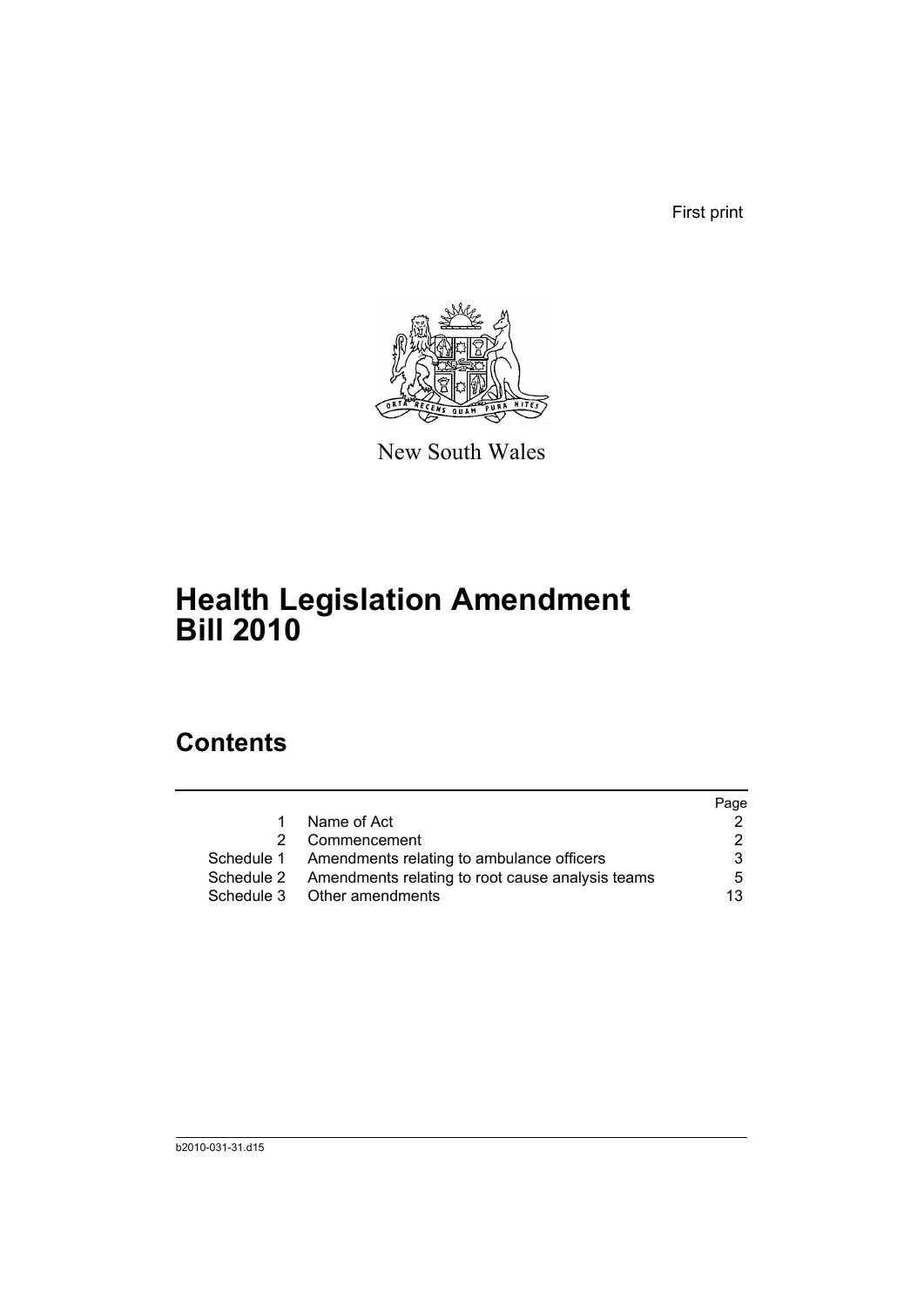First print

New South Wales

# Health Legislation Amendment Bill 2010

## Contents

| | | Page |
|---|---|---|
| 1 | Name of Act | 2 |
| 2 | Commencement | 2 |
| Schedule 1 | Amendments relating to ambulance officers | 3 |
| Schedule 2 | Amendments relating to root cause analysis teams | 5 |
| Schedule 3 | Other amendments | 13 |

b2010-031-31.d15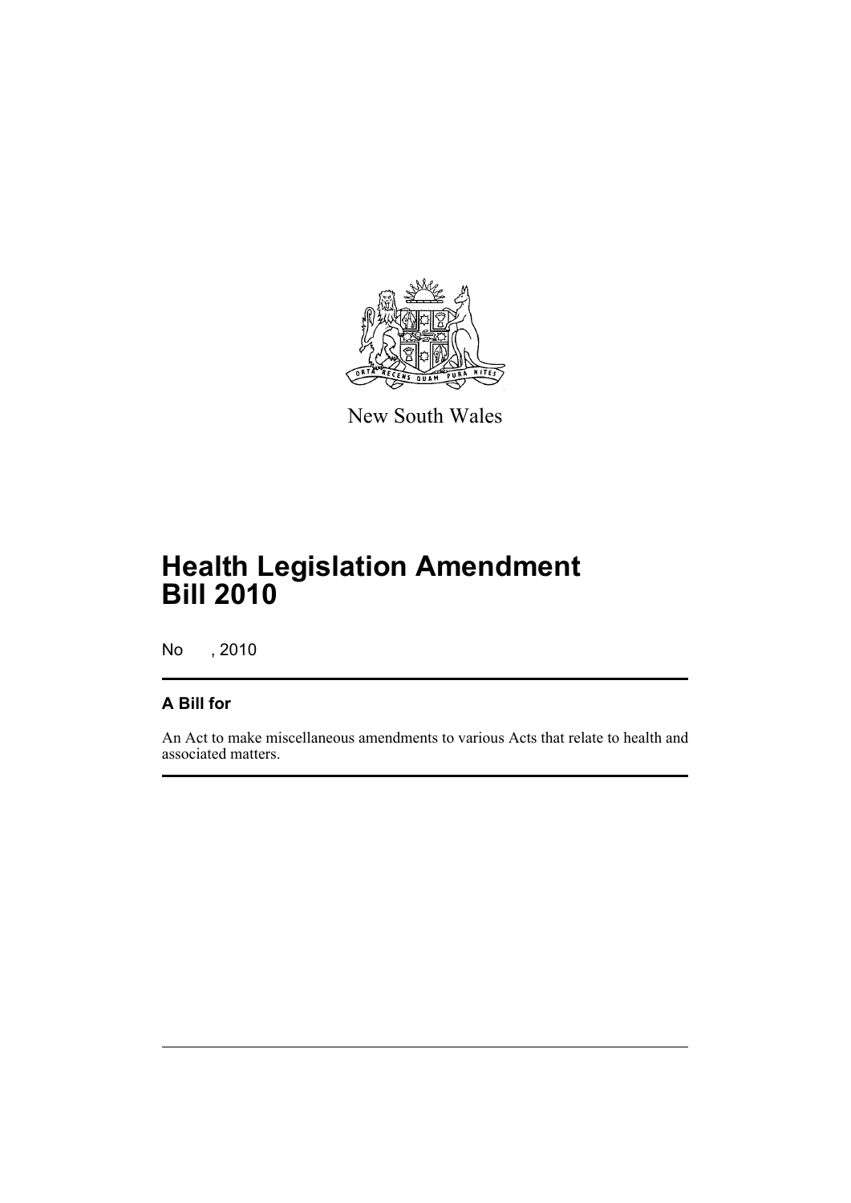New South Wales

# Health Legislation Amendment Bill 2010

No , 2010

## A Bill for

An Act to make miscellaneous amendments to various Acts that relate to health and associated matters.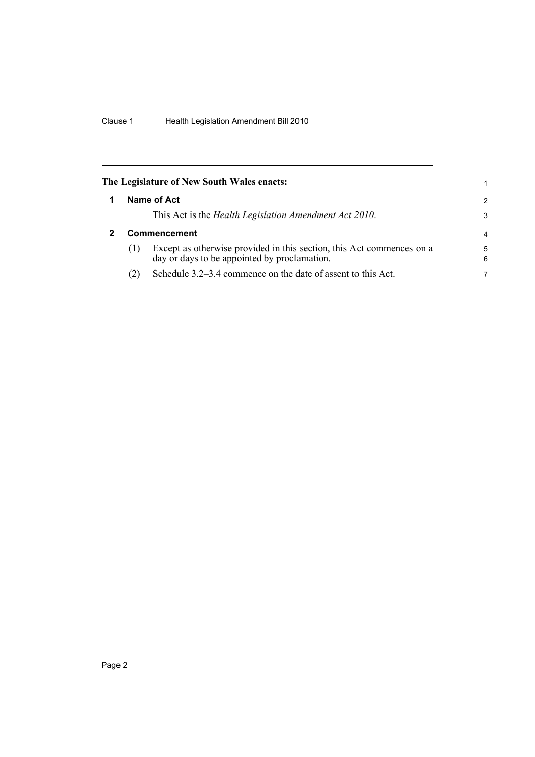**The Legislature of New South Wales enacts:**

## 1 Name of Act

This Act is the *Health Legislation Amendment Act 2010*.

## 2 Commencement

(1) Except as otherwise provided in this section, this Act commences on a day or days to be appointed by proclamation.

(2) Schedule 3.2–3.4 commence on the date of assent to this Act.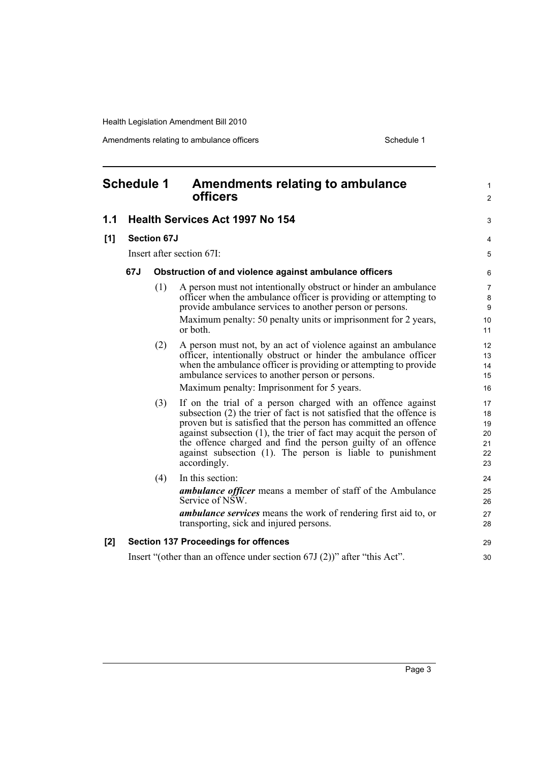## Schedule 1 Amendments relating to ambulance officers

### 1.1 Health Services Act 1997 No 154

**[1] Section 67J**

Insert after section 67I:

**67J Obstruction of and violence against ambulance officers**

(1) A person must not intentionally obstruct or hinder an ambulance officer when the ambulance officer is providing or attempting to provide ambulance services to another person or persons.

Maximum penalty: 50 penalty units or imprisonment for 2 years, or both.

(2) A person must not, by an act of violence against an ambulance officer, intentionally obstruct or hinder the ambulance officer when the ambulance officer is providing or attempting to provide ambulance services to another person or persons.

Maximum penalty: Imprisonment for 5 years.

(3) If on the trial of a person charged with an offence against subsection (2) the trier of fact is not satisfied that the offence is proven but is satisfied that the person has committed an offence against subsection (1), the trier of fact may acquit the person of the offence charged and find the person guilty of an offence against subsection (1). The person is liable to punishment accordingly.

(4) In this section:

***ambulance officer*** means a member of staff of the Ambulance Service of NSW.

***ambulance services*** means the work of rendering first aid to, or transporting, sick and injured persons.

**[2] Section 137 Proceedings for offences**

Insert "(other than an offence under section 67J (2))" after "this Act".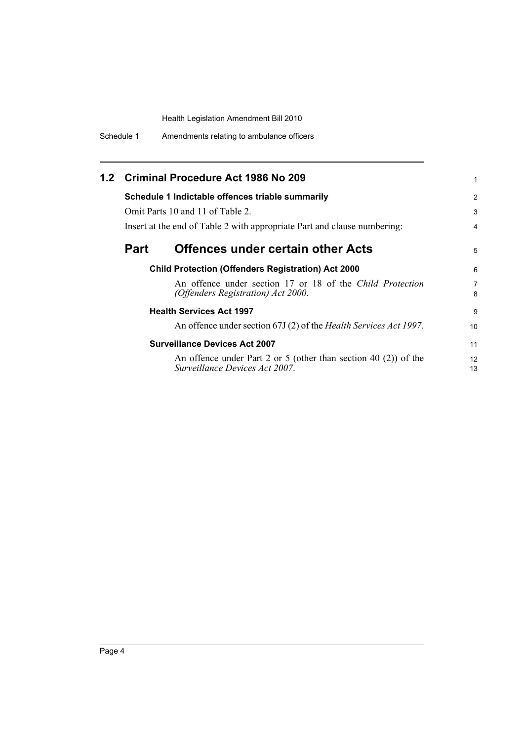## 1.2 Criminal Procedure Act 1986 No 209

**Schedule 1 Indictable offences triable summarily**

Omit Parts 10 and 11 of Table 2.

Insert at the end of Table 2 with appropriate Part and clause numbering:

## Part Offences under certain other Acts

**Child Protection (Offenders Registration) Act 2000**

An offence under section 17 or 18 of the *Child Protection (Offenders Registration) Act 2000*.

**Health Services Act 1997**

An offence under section 67J (2) of the *Health Services Act 1997*.

**Surveillance Devices Act 2007**

An offence under Part 2 or 5 (other than section 40 (2)) of the *Surveillance Devices Act 2007*.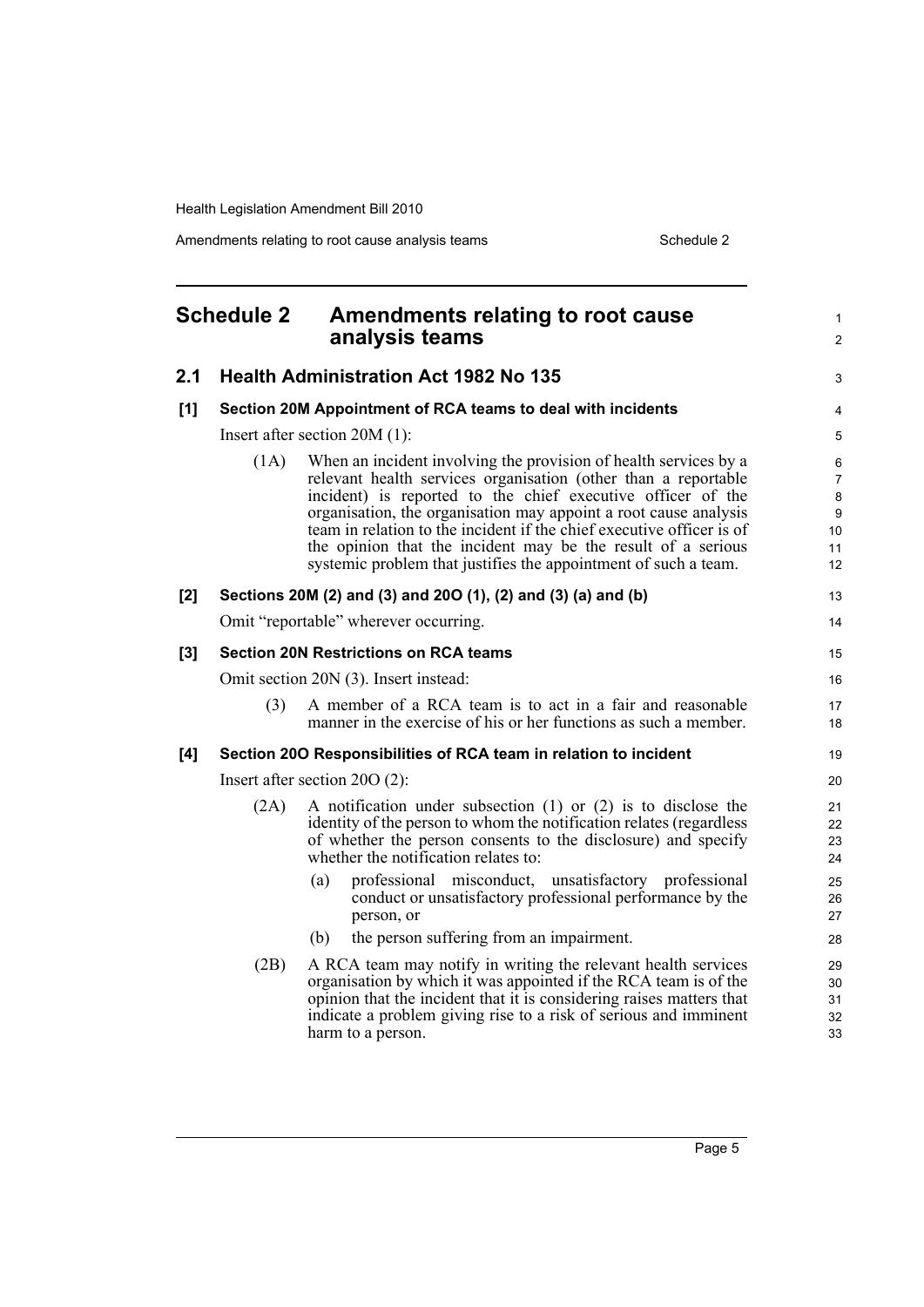## Schedule 2 Amendments relating to root cause analysis teams

### 2.1 Health Administration Act 1982 No 135

#### [1] Section 20M Appointment of RCA teams to deal with incidents

Insert after section 20M (1):

(1A) When an incident involving the provision of health services by a relevant health services organisation (other than a reportable incident) is reported to the chief executive officer of the organisation, the organisation may appoint a root cause analysis team in relation to the incident if the chief executive officer is of the opinion that the incident may be the result of a serious systemic problem that justifies the appointment of such a team.

#### [2] Sections 20M (2) and (3) and 20O (1), (2) and (3) (a) and (b)

Omit "reportable" wherever occurring.

#### [3] Section 20N Restrictions on RCA teams

Omit section 20N (3). Insert instead:

(3) A member of a RCA team is to act in a fair and reasonable manner in the exercise of his or her functions as such a member.

#### [4] Section 20O Responsibilities of RCA team in relation to incident

Insert after section 20O (2):

(2A) A notification under subsection (1) or (2) is to disclose the identity of the person to whom the notification relates (regardless of whether the person consents to the disclosure) and specify whether the notification relates to:

(a) professional misconduct, unsatisfactory professional conduct or unsatisfactory professional performance by the person, or

(b) the person suffering from an impairment.

(2B) A RCA team may notify in writing the relevant health services organisation by which it was appointed if the RCA team is of the opinion that the incident that it is considering raises matters that indicate a problem giving rise to a risk of serious and imminent harm to a person.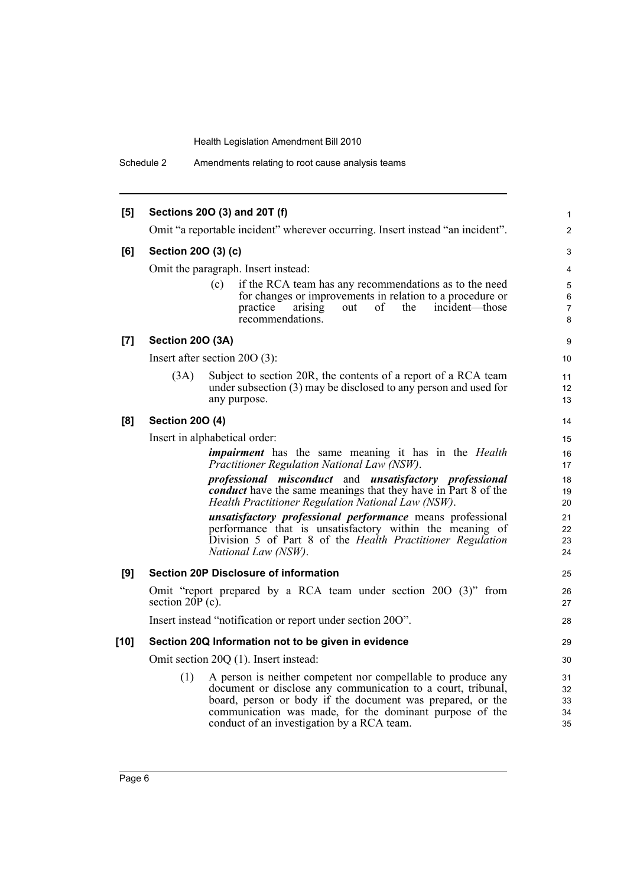**[5] Sections 20O (3) and 20T (f)**

Omit "a reportable incident" wherever occurring. Insert instead "an incident".

**[6] Section 20O (3) (c)**

Omit the paragraph. Insert instead:

(c) if the RCA team has any recommendations as to the need for changes or improvements in relation to a procedure or practice arising out of the incident—those recommendations.

**[7] Section 20O (3A)**

Insert after section 20O (3):

(3A) Subject to section 20R, the contents of a report of a RCA team under subsection (3) may be disclosed to any person and used for any purpose.

**[8] Section 20O (4)**

Insert in alphabetical order:

***impairment*** has the same meaning it has in the *Health Practitioner Regulation National Law (NSW)*.

***professional misconduct*** and ***unsatisfactory professional conduct*** have the same meanings that they have in Part 8 of the *Health Practitioner Regulation National Law (NSW)*.

***unsatisfactory professional performance*** means professional performance that is unsatisfactory within the meaning of Division 5 of Part 8 of the *Health Practitioner Regulation National Law (NSW)*.

**[9] Section 20P Disclosure of information**

Omit "report prepared by a RCA team under section 20O (3)" from section 20P (c).

Insert instead "notification or report under section 20O".

**[10] Section 20Q Information not to be given in evidence**

Omit section 20Q (1). Insert instead:

(1) A person is neither competent nor compellable to produce any document or disclose any communication to a court, tribunal, board, person or body if the document was prepared, or the communication was made, for the dominant purpose of the conduct of an investigation by a RCA team.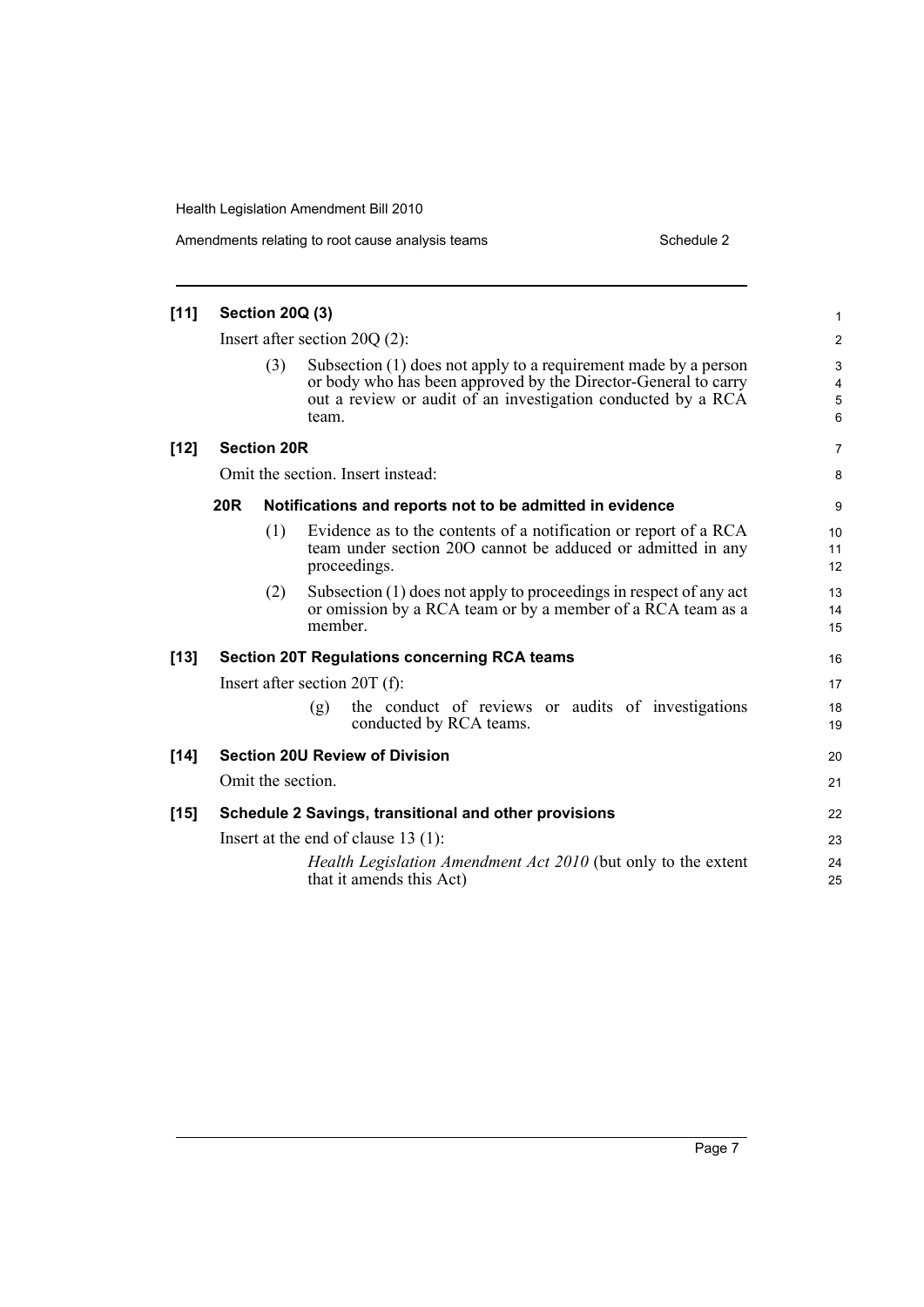**[11] Section 20Q (3)**

Insert after section 20Q (2):

(3) Subsection (1) does not apply to a requirement made by a person or body who has been approved by the Director-General to carry out a review or audit of an investigation conducted by a RCA team.

**[12] Section 20R**

Omit the section. Insert instead:

**20R Notifications and reports not to be admitted in evidence**

(1) Evidence as to the contents of a notification or report of a RCA team under section 20O cannot be adduced or admitted in any proceedings.

(2) Subsection (1) does not apply to proceedings in respect of any act or omission by a RCA team or by a member of a RCA team as a member.

**[13] Section 20T Regulations concerning RCA teams**

Insert after section 20T (f):

(g) the conduct of reviews or audits of investigations conducted by RCA teams.

**[14] Section 20U Review of Division**

Omit the section.

**[15] Schedule 2 Savings, transitional and other provisions**

Insert at the end of clause 13 (1):

*Health Legislation Amendment Act 2010* (but only to the extent that it amends this Act)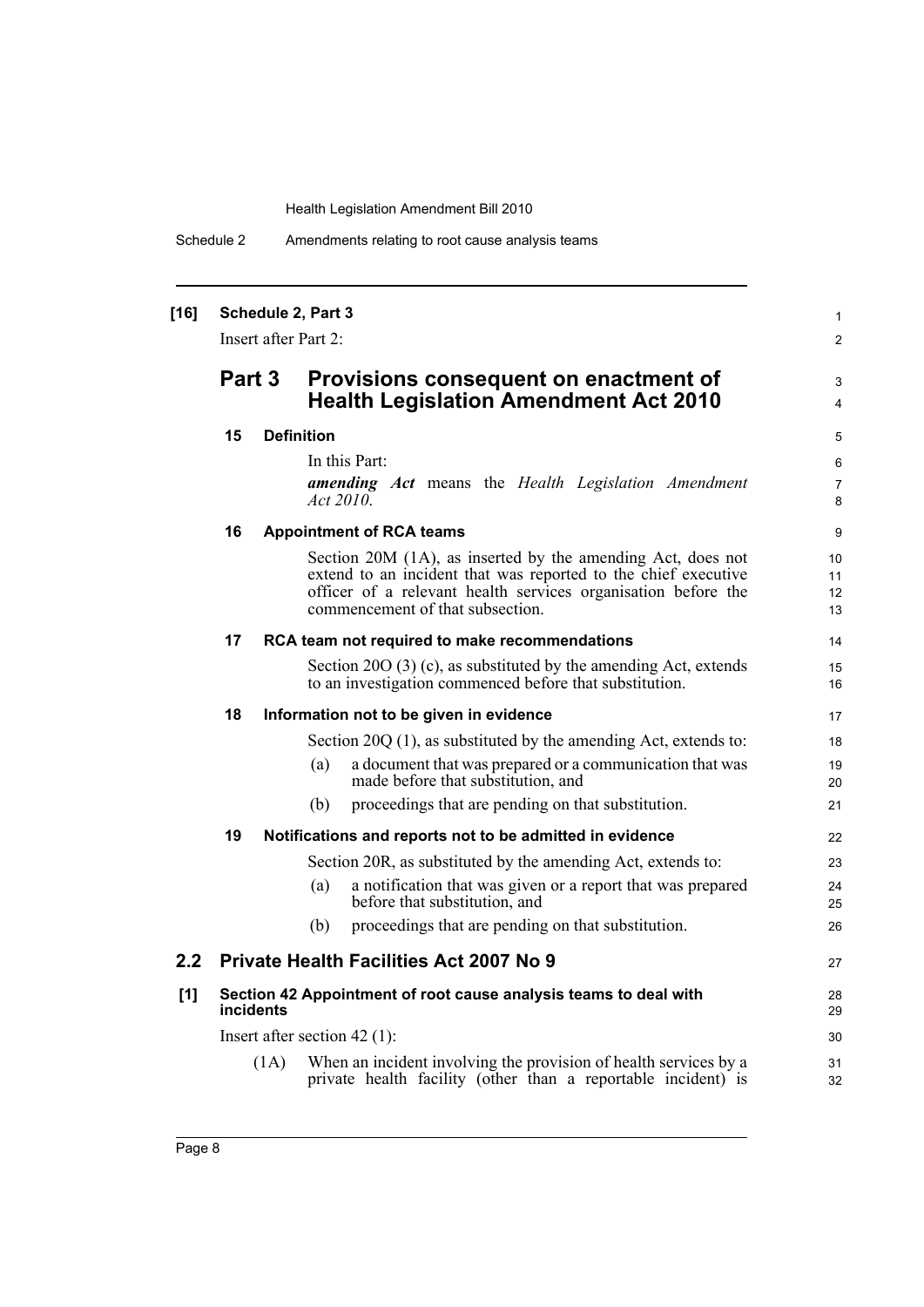**[16] Schedule 2, Part 3**

Insert after Part 2:

## Part 3 Provisions consequent on enactment of Health Legislation Amendment Act 2010

### 15 Definition

In this Part:

***amending Act*** means the *Health Legislation Amendment Act 2010*.

### 16 Appointment of RCA teams

Section 20M (1A), as inserted by the amending Act, does not extend to an incident that was reported to the chief executive officer of a relevant health services organisation before the commencement of that subsection.

### 17 RCA team not required to make recommendations

Section 20O (3) (c), as substituted by the amending Act, extends to an investigation commenced before that substitution.

### 18 Information not to be given in evidence

Section 20Q (1), as substituted by the amending Act, extends to:

(a) a document that was prepared or a communication that was made before that substitution, and

(b) proceedings that are pending on that substitution.

### 19 Notifications and reports not to be admitted in evidence

Section 20R, as substituted by the amending Act, extends to:

(a) a notification that was given or a report that was prepared before that substitution, and

(b) proceedings that are pending on that substitution.

## 2.2 Private Health Facilities Act 2007 No 9

**[1] Section 42 Appointment of root cause analysis teams to deal with incidents**

Insert after section 42 (1):

(1A) When an incident involving the provision of health services by a private health facility (other than a reportable incident) is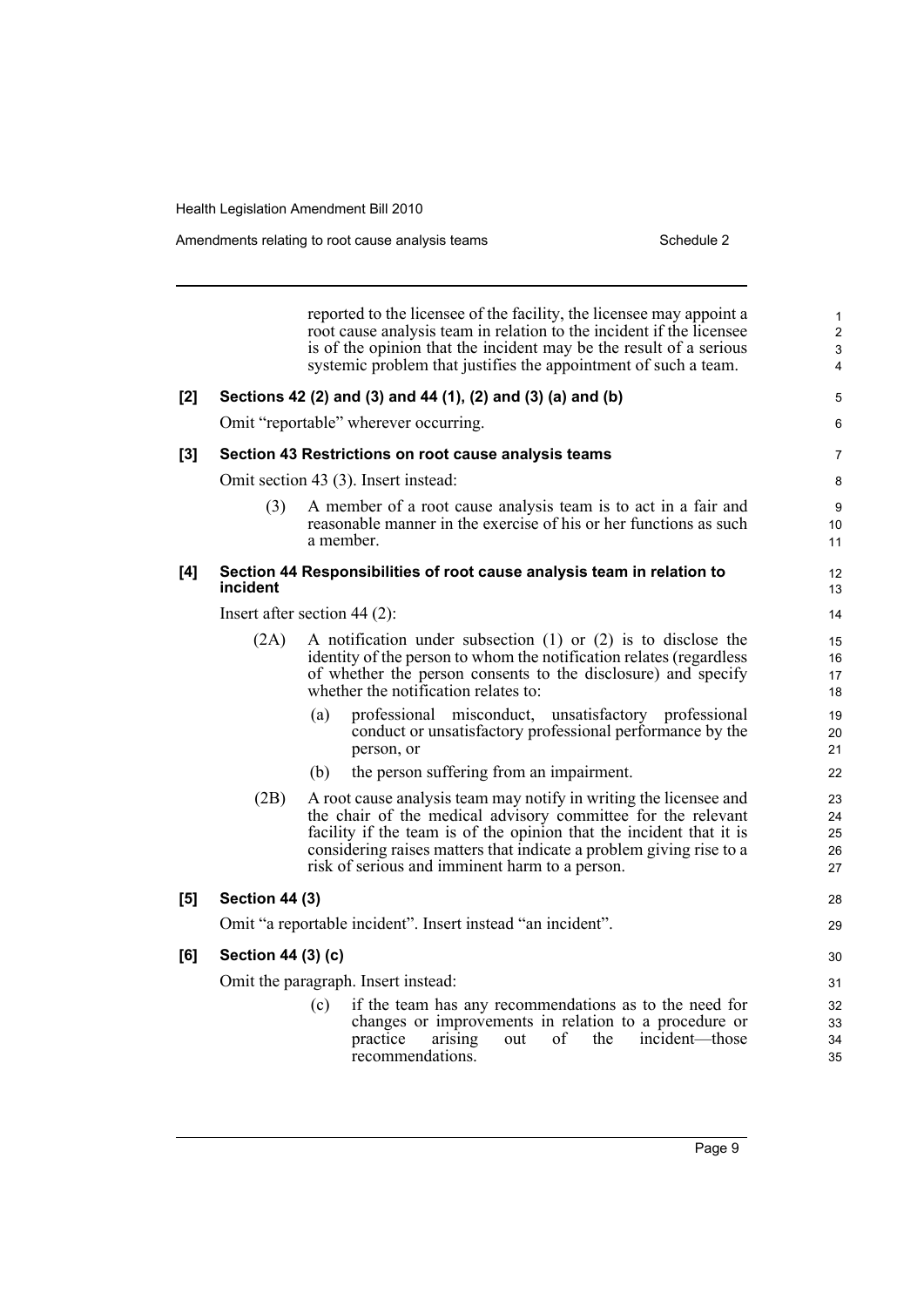reported to the licensee of the facility, the licensee may appoint a root cause analysis team in relation to the incident if the licensee is of the opinion that the incident may be the result of a serious systemic problem that justifies the appointment of such a team.

**[2] Sections 42 (2) and (3) and 44 (1), (2) and (3) (a) and (b)**

Omit "reportable" wherever occurring.

**[3] Section 43 Restrictions on root cause analysis teams**

Omit section 43 (3). Insert instead:

(3) A member of a root cause analysis team is to act in a fair and reasonable manner in the exercise of his or her functions as such a member.

**[4] Section 44 Responsibilities of root cause analysis team in relation to incident**

Insert after section 44 (2):

(2A) A notification under subsection (1) or (2) is to disclose the identity of the person to whom the notification relates (regardless of whether the person consents to the disclosure) and specify whether the notification relates to:

(a) professional misconduct, unsatisfactory professional conduct or unsatisfactory professional performance by the person, or

(b) the person suffering from an impairment.

(2B) A root cause analysis team may notify in writing the licensee and the chair of the medical advisory committee for the relevant facility if the team is of the opinion that the incident that it is considering raises matters that indicate a problem giving rise to a risk of serious and imminent harm to a person.

**[5] Section 44 (3)**

Omit "a reportable incident". Insert instead "an incident".

**[6] Section 44 (3) (c)**

Omit the paragraph. Insert instead:

(c) if the team has any recommendations as to the need for changes or improvements in relation to a procedure or practice arising out of the incident—those recommendations.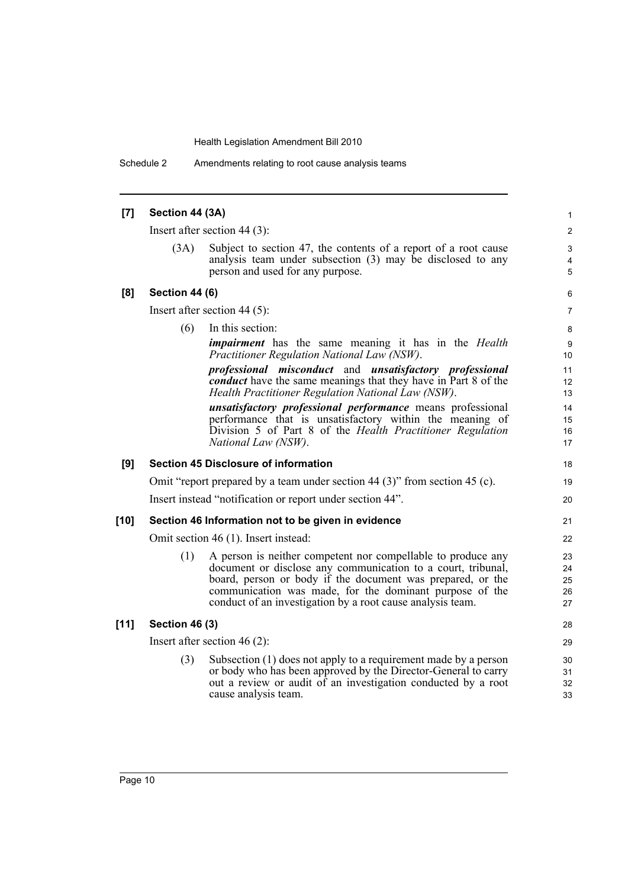### [7] Section 44 (3A)

Insert after section 44 (3):

(3A) Subject to section 47, the contents of a report of a root cause analysis team under subsection (3) may be disclosed to any person and used for any purpose.

### [8] Section 44 (6)

Insert after section 44 (5):

(6) In this section:

***impairment*** has the same meaning it has in the *Health Practitioner Regulation National Law (NSW)*.

***professional misconduct*** and ***unsatisfactory professional conduct*** have the same meanings that they have in Part 8 of the *Health Practitioner Regulation National Law (NSW)*.

***unsatisfactory professional performance*** means professional performance that is unsatisfactory within the meaning of Division 5 of Part 8 of the *Health Practitioner Regulation National Law (NSW)*.

### [9] Section 45 Disclosure of information

Omit "report prepared by a team under section 44 (3)" from section 45 (c).

Insert instead "notification or report under section 44".

### [10] Section 46 Information not to be given in evidence

Omit section 46 (1). Insert instead:

(1) A person is neither competent nor compellable to produce any document or disclose any communication to a court, tribunal, board, person or body if the document was prepared, or the communication was made, for the dominant purpose of the conduct of an investigation by a root cause analysis team.

### [11] Section 46 (3)

Insert after section 46 (2):

(3) Subsection (1) does not apply to a requirement made by a person or body who has been approved by the Director-General to carry out a review or audit of an investigation conducted by a root cause analysis team.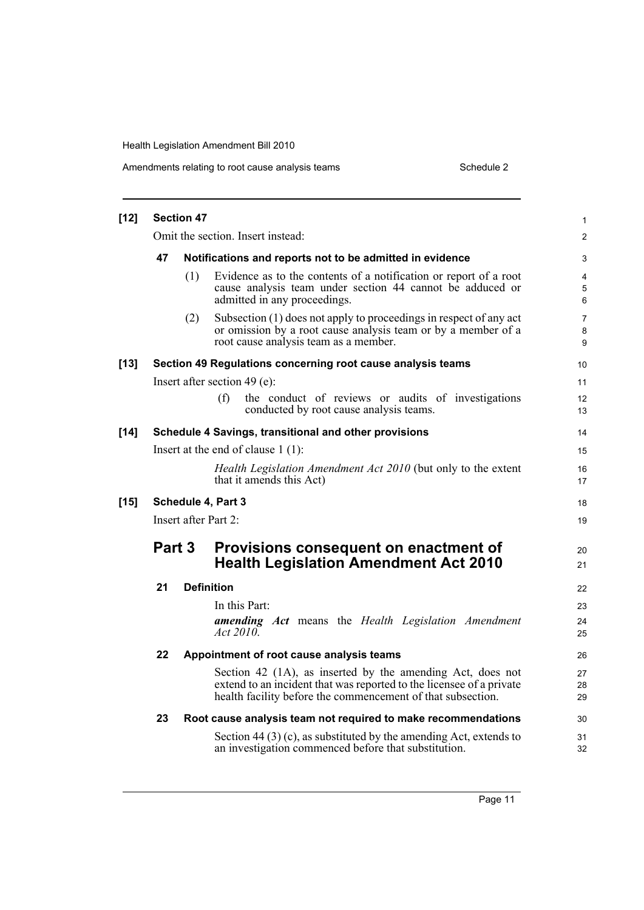**[12] Section 47**

Omit the section. Insert instead:

**47 Notifications and reports not to be admitted in evidence**

(1) Evidence as to the contents of a notification or report of a root cause analysis team under section 44 cannot be adduced or admitted in any proceedings.

(2) Subsection (1) does not apply to proceedings in respect of any act or omission by a root cause analysis team or by a member of a root cause analysis team as a member.

**[13] Section 49 Regulations concerning root cause analysis teams**

Insert after section 49 (e):

(f) the conduct of reviews or audits of investigations conducted by root cause analysis teams.

**[14] Schedule 4 Savings, transitional and other provisions**

Insert at the end of clause 1 (1):

*Health Legislation Amendment Act 2010* (but only to the extent that it amends this Act)

**[15] Schedule 4, Part 3**

Insert after Part 2:

## Part 3 Provisions consequent on enactment of Health Legislation Amendment Act 2010

**21 Definition**

In this Part:

***amending Act*** means the *Health Legislation Amendment Act 2010*.

**22 Appointment of root cause analysis teams**

Section 42 (1A), as inserted by the amending Act, does not extend to an incident that was reported to the licensee of a private health facility before the commencement of that subsection.

**23 Root cause analysis team not required to make recommendations**

Section 44 (3) (c), as substituted by the amending Act, extends to an investigation commenced before that substitution.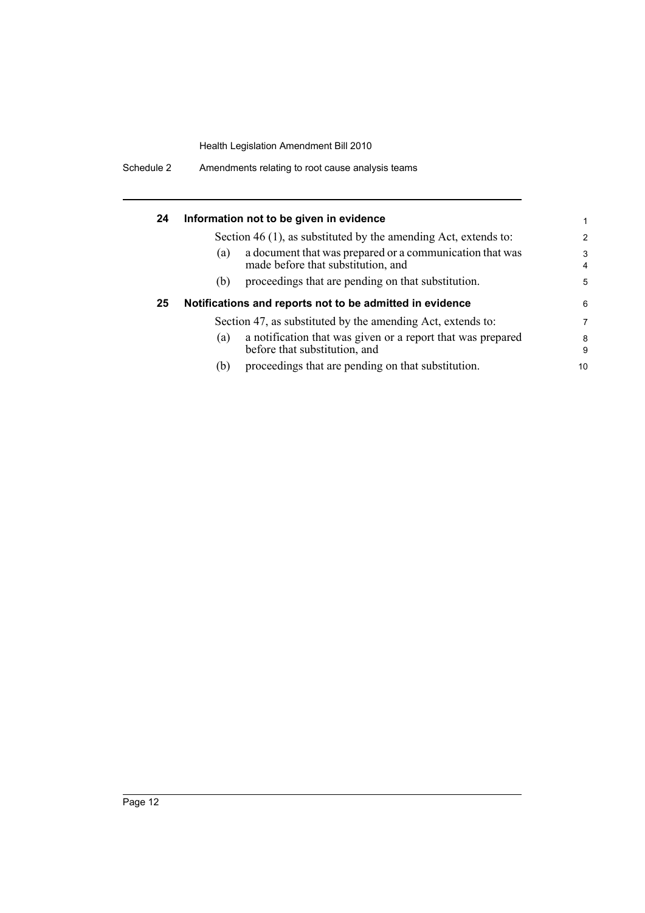### 24 Information not to be given in evidence

Section 46 (1), as substituted by the amending Act, extends to:

(a) a document that was prepared or a communication that was made before that substitution, and

(b) proceedings that are pending on that substitution.

### 25 Notifications and reports not to be admitted in evidence

Section 47, as substituted by the amending Act, extends to:

(a) a notification that was given or a report that was prepared before that substitution, and

(b) proceedings that are pending on that substitution.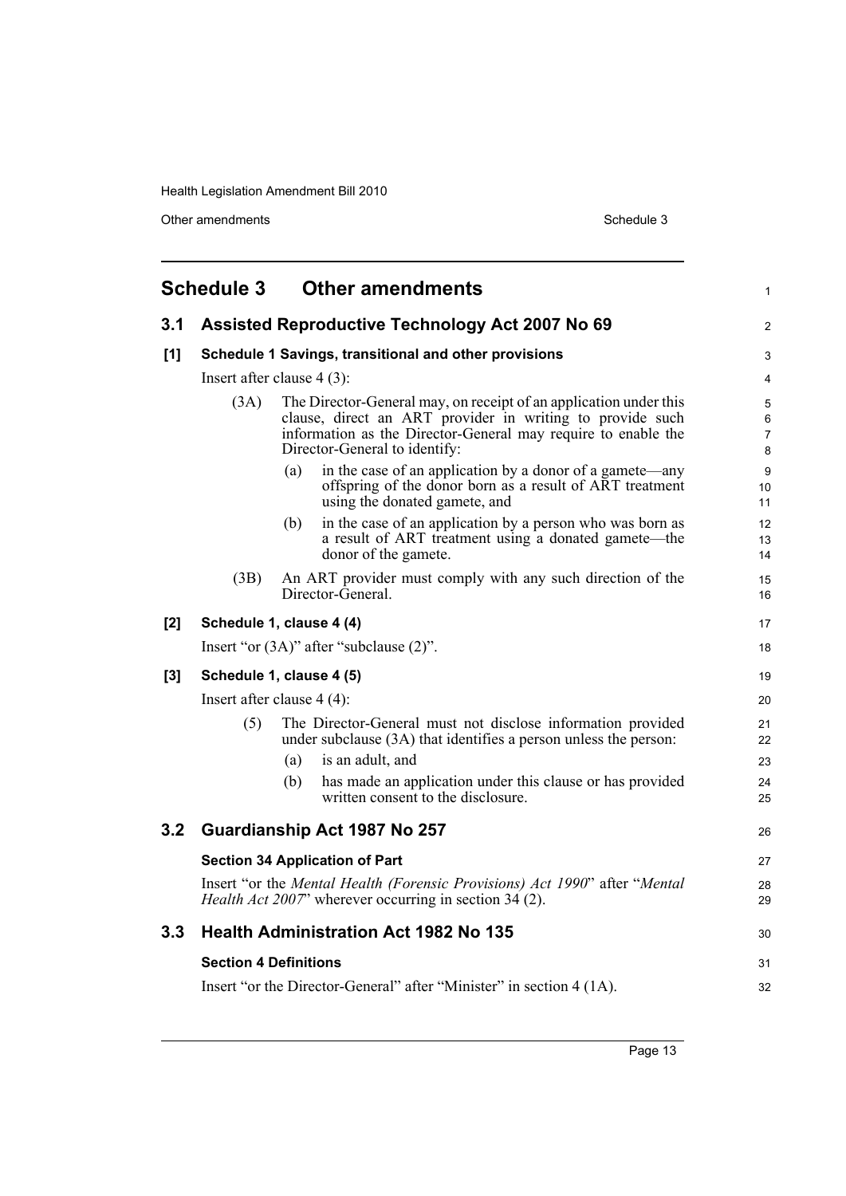## Schedule 3 Other amendments

### 3.1 Assisted Reproductive Technology Act 2007 No 69

**[1] Schedule 1 Savings, transitional and other provisions**

Insert after clause 4 (3):

(3A) The Director-General may, on receipt of an application under this clause, direct an ART provider in writing to provide such information as the Director-General may require to enable the Director-General to identify:

(a) in the case of an application by a donor of a gamete—any offspring of the donor born as a result of ART treatment using the donated gamete, and

(b) in the case of an application by a person who was born as a result of ART treatment using a donated gamete—the donor of the gamete.

(3B) An ART provider must comply with any such direction of the Director-General.

**[2] Schedule 1, clause 4 (4)**

Insert "or (3A)" after "subclause (2)".

**[3] Schedule 1, clause 4 (5)**

Insert after clause 4 (4):

(5) The Director-General must not disclose information provided under subclause (3A) that identifies a person unless the person:

(a) is an adult, and

(b) has made an application under this clause or has provided written consent to the disclosure.

### 3.2 Guardianship Act 1987 No 257

**Section 34 Application of Part**

Insert "or the *Mental Health (Forensic Provisions) Act 1990*" after "*Mental Health Act 2007*" wherever occurring in section 34 (2).

### 3.3 Health Administration Act 1982 No 135

**Section 4 Definitions**

Insert "or the Director-General" after "Minister" in section 4 (1A).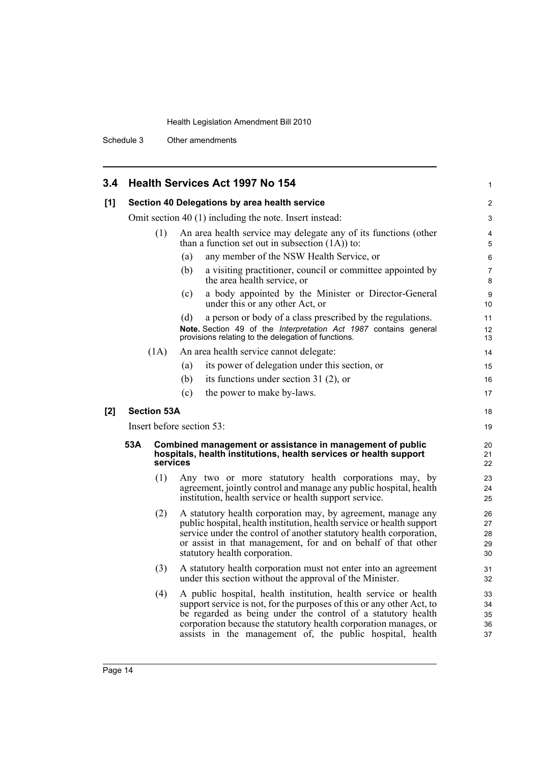## 3.4 Health Services Act 1997 No 154

### [1] Section 40 Delegations by area health service

Omit section 40 (1) including the note. Insert instead:

(1) An area health service may delegate any of its functions (other than a function set out in subsection (1A)) to:

(a) any member of the NSW Health Service, or

(b) a visiting practitioner, council or committee appointed by the area health service, or

(c) a body appointed by the Minister or Director-General under this or any other Act, or

(d) a person or body of a class prescribed by the regulations.

**Note.** Section 49 of the *Interpretation Act 1987* contains general provisions relating to the delegation of functions.

(1A) An area health service cannot delegate:

(a) its power of delegation under this section, or

(b) its functions under section 31 (2), or

(c) the power to make by-laws.

### [2] Section 53A

Insert before section 53:

**53A Combined management or assistance in management of public hospitals, health institutions, health services or health support services**

(1) Any two or more statutory health corporations may, by agreement, jointly control and manage any public hospital, health institution, health service or health support service.

(2) A statutory health corporation may, by agreement, manage any public hospital, health institution, health service or health support service under the control of another statutory health corporation, or assist in that management, for and on behalf of that other statutory health corporation.

(3) A statutory health corporation must not enter into an agreement under this section without the approval of the Minister.

(4) A public hospital, health institution, health service or health support service is not, for the purposes of this or any other Act, to be regarded as being under the control of a statutory health corporation because the statutory health corporation manages, or assists in the management of, the public hospital, health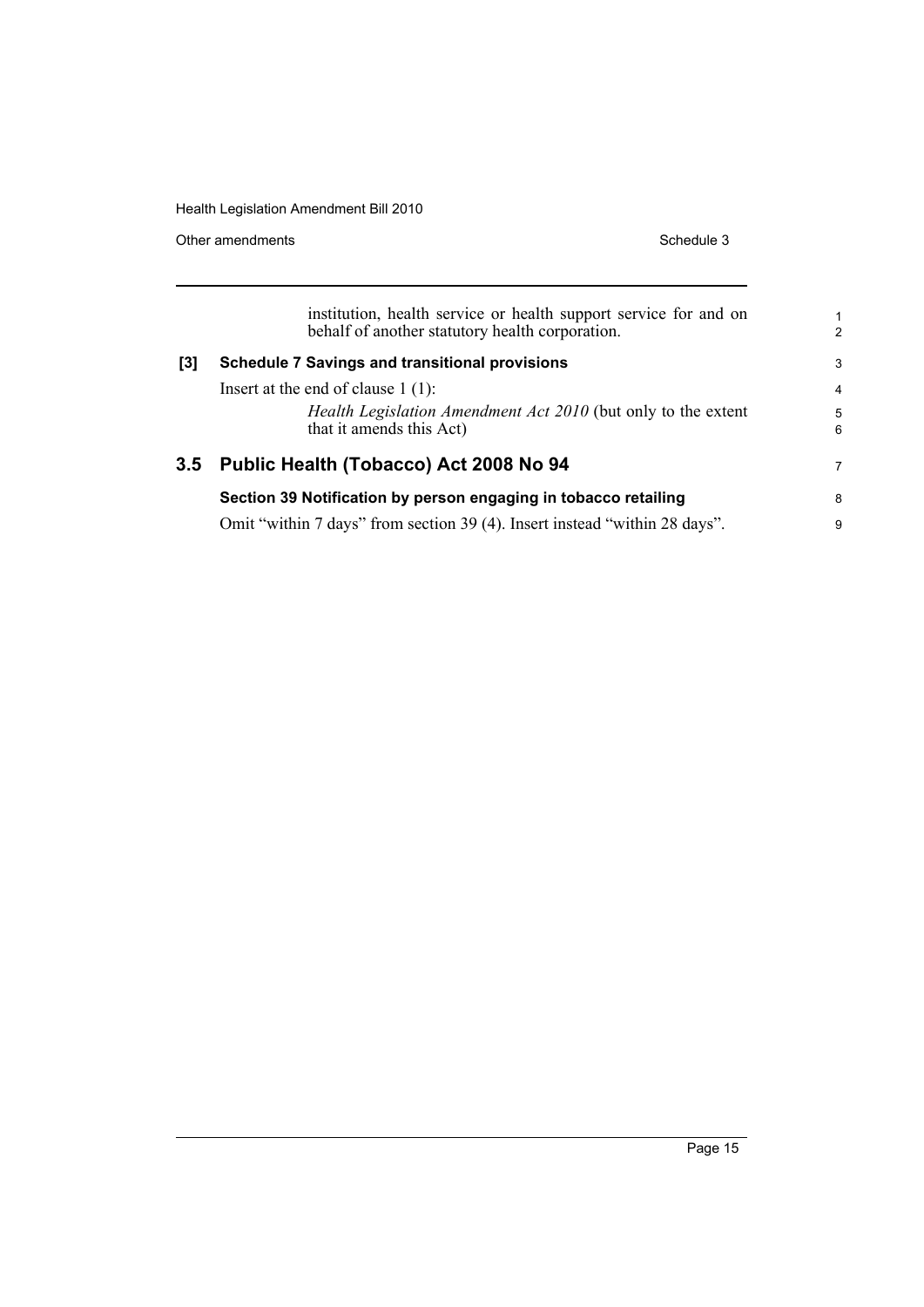institution, health service or health support service for and on behalf of another statutory health corporation.

**[3] Schedule 7 Savings and transitional provisions**

Insert at the end of clause 1 (1):

*Health Legislation Amendment Act 2010* (but only to the extent that it amends this Act)

## 3.5 Public Health (Tobacco) Act 2008 No 94

**Section 39 Notification by person engaging in tobacco retailing**

Omit "within 7 days" from section 39 (4). Insert instead "within 28 days".